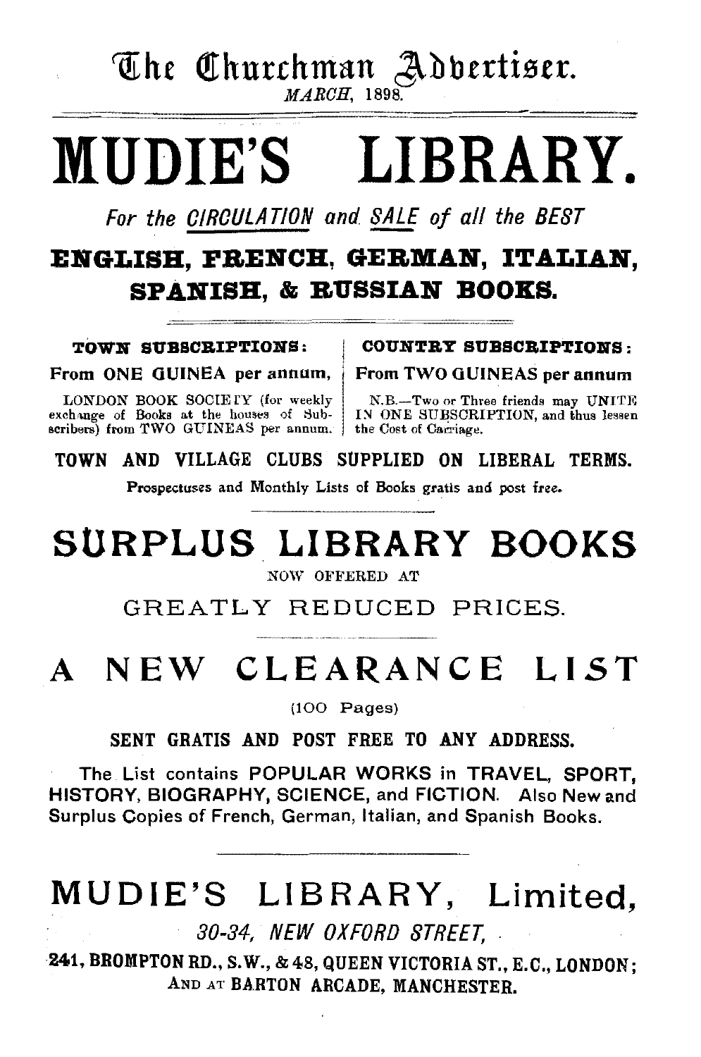The Churchman Advertiser.
*MARCH*, 1898.

# MUDIE'S LIBRARY.

*For the* *CIRCULATION* *and* *SALE* *of all the BEST*

## ENGLISH, FRENCH, GERMAN, ITALIAN, SPANISH, & RUSSIAN BOOKS.

**TOWN SUBSCRIPTIONS:**

**From ONE GUINEA per annum,**

LONDON BOOK SOCIETY (for weekly exchange of Books at the houses of Subscribers) from TWO GUINEAS per annum.

**COUNTRY SUBSCRIPTIONS:**

**From TWO GUINEAS per annum**

N.B.—Two or Three friends may UNITE IN ONE SUBSCRIPTION, and thus lessen the Cost of Carriage.

**TOWN AND VILLAGE CLUBS SUPPLIED ON LIBERAL TERMS.**

Prospectuses and Monthly Lists of Books gratis and post free.

## SURPLUS LIBRARY BOOKS

NOW OFFERED AT

GREATLY REDUCED PRICES.

## A NEW CLEARANCE LIST

(100 Pages)

**SENT GRATIS AND POST FREE TO ANY ADDRESS.**

The List contains POPULAR WORKS in TRAVEL, SPORT, HISTORY, BIOGRAPHY, SCIENCE, and FICTION. Also New and Surplus Copies of French, German, Italian, and Spanish Books.

## MUDIE'S LIBRARY, Limited,

*30-34, NEW OXFORD STREET,*

**241, BROMPTON RD., S.W., & 48, QUEEN VICTORIA ST., E.C., LONDON;**
**AND AT BARTON ARCADE, MANCHESTER.**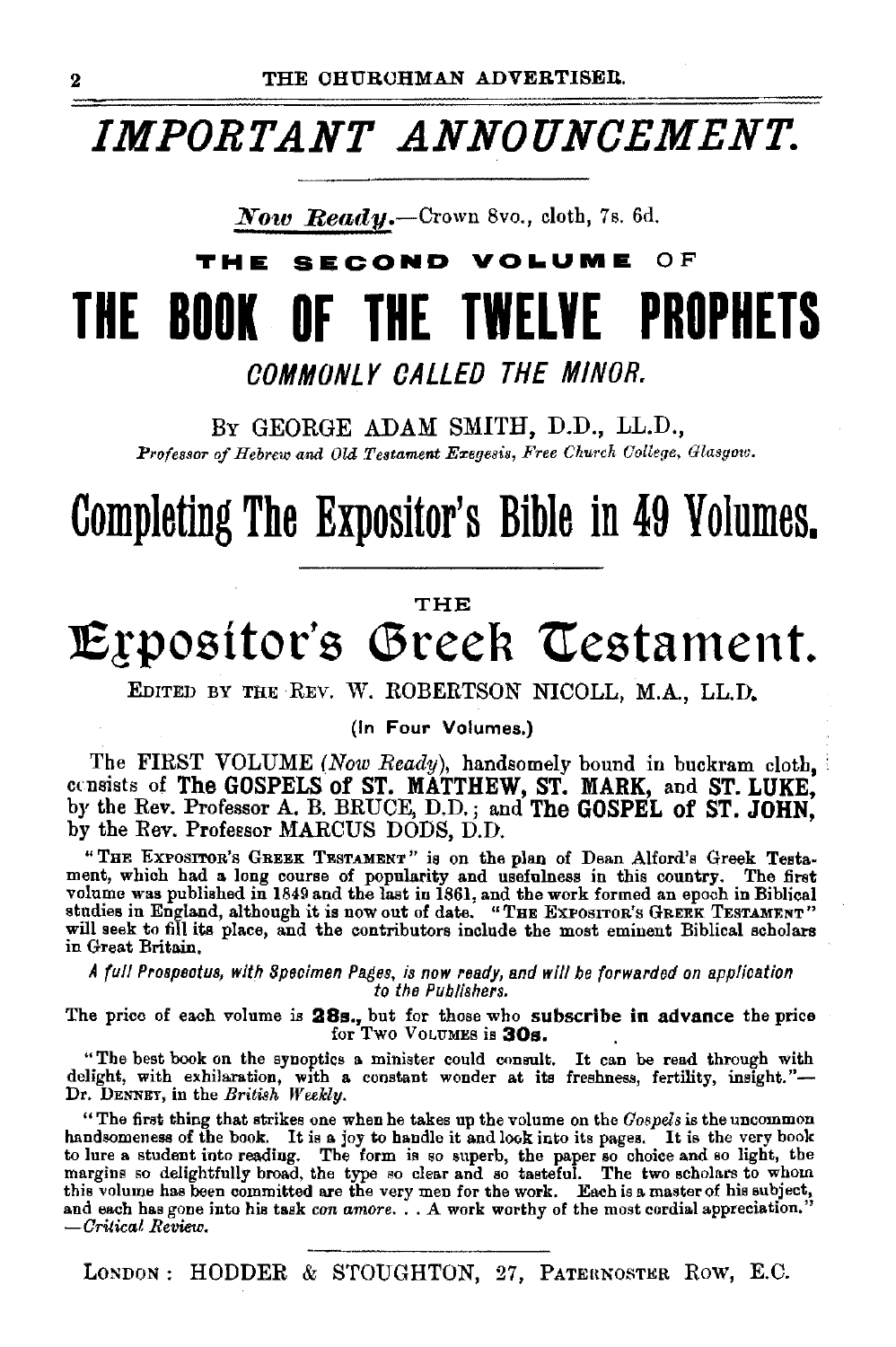# *IMPORTANT ANNOUNCEMENT.*

***Now Ready.***—Crown 8vo., cloth, 7s. 6d.

**THE SECOND VOLUME OF**

# THE BOOK OF THE TWELVE PROPHETS

*COMMONLY CALLED THE MINOR.*

BY GEORGE ADAM SMITH, D.D., LL.D.,

*Professor of Hebrew and Old Testament Exegesis, Free Church College, Glasgow.*

# Completing The Expositor's Bible in 49 Volumes.

THE

# Expositor's Greek Testament.

EDITED BY THE REV. W. ROBERTSON NICOLL, M.A., LL.D.

(In Four Volumes.)

The FIRST VOLUME (*Now Ready*), handsomely bound in buckram cloth, consists of **The GOSPELS of ST. MATTHEW, ST. MARK, and ST. LUKE,** by the Rev. Professor A. B. BRUCE, D.D.; and **The GOSPEL of ST. JOHN,** by the Rev. Professor MARCUS DODS, D.D.

"THE EXPOSITOR'S GREEK TESTAMENT" is on the plan of Dean Alford's Greek Testament, which had a long course of popularity and usefulness in this country. The first volume was published in 1849 and the last in 1861, and the work formed an epoch in Biblical studies in England, although it is now out of date. "THE EXPOSITOR'S GREEK TESTAMENT" will seek to fill its place, and the contributors include the most eminent Biblical scholars in Great Britain.

*A full Prospectus, with Specimen Pages, is now ready, and will be forwarded on application to the Publishers.*

The price of each volume is **28s.,** but for those who **subscribe in advance** the price for TWO VOLUMES is **30s.**

"The best book on the synoptics a minister could consult. It can be read through with delight, with exhilaration, with a constant wonder at its freshness, fertility, insight."—Dr. DENNEY, in the *British Weekly.*

"The first thing that strikes one when he takes up the volume on the *Gospels* is the uncommon handsomeness of the book. It is a joy to handle it and look into its pages. It is the very book to lure a student into reading. The form is so superb, the paper so choice and so light, the margins so delightfully broad, the type so clear and so tasteful. The two scholars to whom this volume has been committed are the very men for the work. Each is a master of his subject, and each has gone into his task *con amore*. . . A work worthy of the most cordial appreciation."—*Critical Review.*

LONDON: HODDER & STOUGHTON, 27, PATERNOSTER ROW, E.C.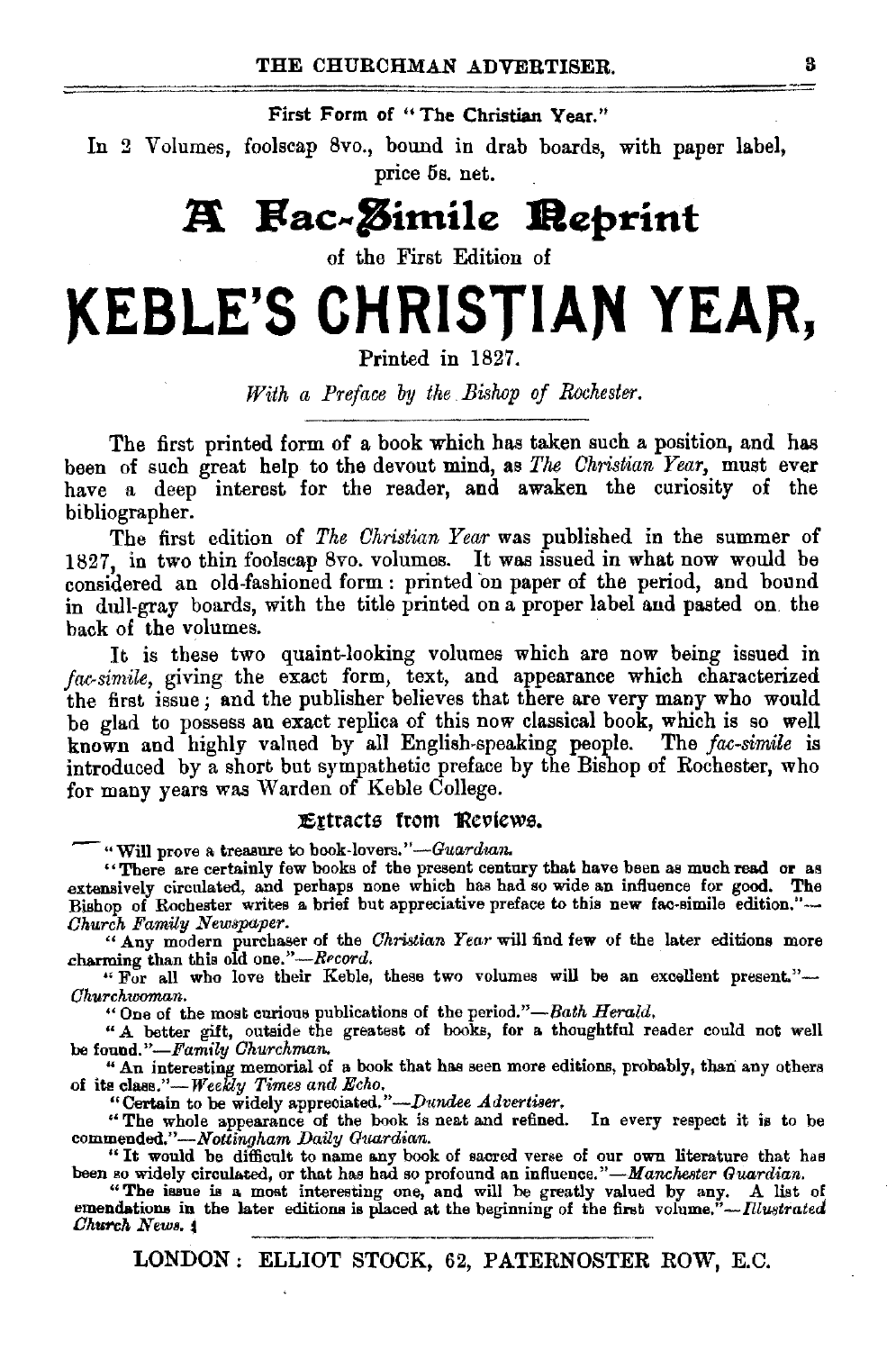First Form of "The Christian Year."

In 2 Volumes, foolscap 8vo., bound in drab boards, with paper label, price 5s. net.

# A Fac-Simile Reprint

of the First Edition of

# KEBLE'S CHRISTIAN YEAR,

Printed in 1827.

*With a Preface by the Bishop of Rochester.*

---

The first printed form of a book which has taken such a position, and has been of such great help to the devout mind, as *The Christian Year*, must ever have a deep interest for the reader, and awaken the curiosity of the bibliographer.

The first edition of *The Christian Year* was published in the summer of 1827, in two thin foolscap 8vo. volumes. It was issued in what now would be considered an old-fashioned form: printed on paper of the period, and bound in dull-gray boards, with the title printed on a proper label and pasted on the back of the volumes.

It is these two quaint-looking volumes which are now being issued in *fac-simile*, giving the exact form, text, and appearance which characterized the first issue; and the publisher believes that there are very many who would be glad to possess an exact replica of this now classical book, which is so well known and highly valued by all English-speaking people. The *fac-simile* is introduced by a short but sympathetic preface by the Bishop of Rochester, who for many years was Warden of Keble College.

## Extracts from Reviews.

"Will prove a treasure to book-lovers."—*Guardian.*

"There are certainly few books of the present century that have been as much read or as extensively circulated, and perhaps none which has had so wide an influence for good. The Bishop of Rochester writes a brief but appreciative preface to this new fac-simile edition."—*Church Family Newspaper.*

"Any modern purchaser of the *Christian Year* will find few of the later editions more charming than this old one."—*Record.*

"For all who love their Keble, these two volumes will be an excellent present."—*Churchwoman.*

"One of the most curious publications of the period."—*Bath Herald.*

"A better gift, outside the greatest of books, for a thoughtful reader could not well be found."—*Family Churchman.*

"An interesting memorial of a book that has seen more editions, probably, than any others of its class."—*Weekly Times and Echo.*

"Certain to be widely appreciated."—*Dundee Advertiser.*

"The whole appearance of the book is neat and refined. In every respect it is to be commended."—*Nottingham Daily Guardian.*

"It would be difficult to name any book of sacred verse of our own literature that has been so widely circulated, or that has had so profound an influence."—*Manchester Guardian.*

"The issue is a most interesting one, and will be greatly valued by any. A list of emendations in the later editions is placed at the beginning of the first volume."—*Illustrated Church News.*

---

LONDON: ELLIOT STOCK, 62, PATERNOSTER ROW, E.C.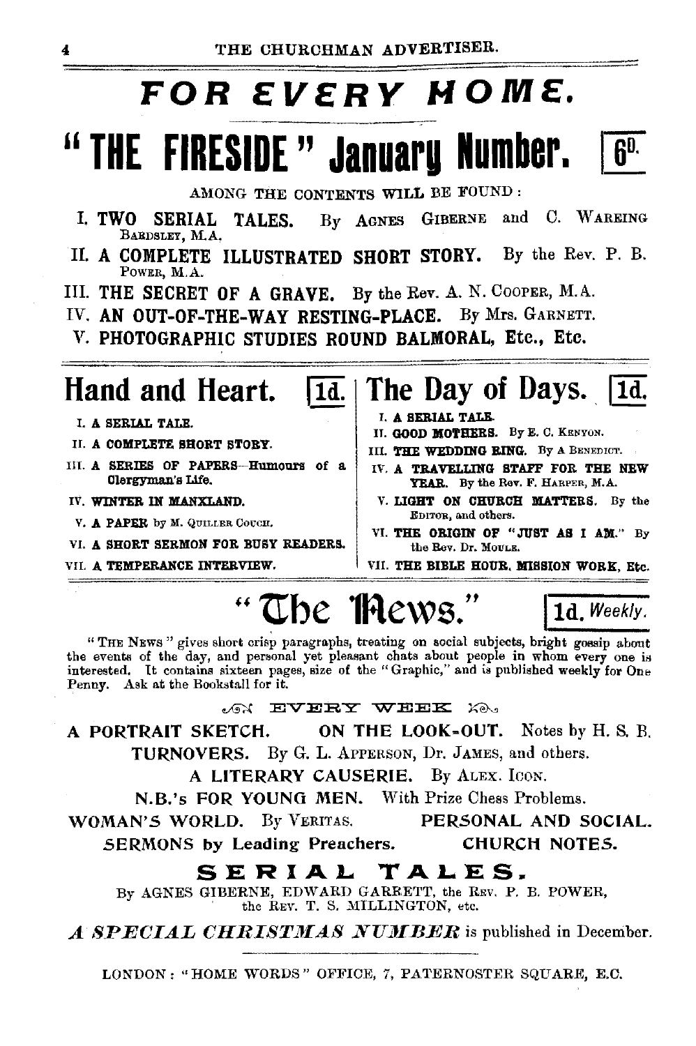# FOR EVERY HOME.

# "THE FIRESIDE" January Number. 6D.

AMONG THE CONTENTS WILL BE FOUND:

I. **TWO SERIAL TALES.** By AGNES GIBERNE and C. WAREING BARDSLEY, M.A.

II. **A COMPLETE ILLUSTRATED SHORT STORY.** By the Rev. P. B. POWER, M.A.

III. **THE SECRET OF A GRAVE.** By the Rev. A. N. COOPER, M.A.

IV. **AN OUT-OF-THE-WAY RESTING-PLACE.** By Mrs. GARNETT.

V. **PHOTOGRAPHIC STUDIES ROUND BALMORAL, Etc., Etc.**

## Hand and Heart. 1d.

I. **A SERIAL TALE.**

II. **A COMPLETE SHORT STORY.**

III. **A SERIES OF PAPERS—Humours of a Clergyman's Life.**

IV. **WINTER IN MANXLAND.**

V. **A PAPER** by M. QUILLER COUCH.

VI. **A SHORT SERMON FOR BUSY READERS.**

VII. **A TEMPERANCE INTERVIEW.**

## The Day of Days. 1d.

I. **A SERIAL TALE.**

II. **GOOD MOTHERS.** By E. C. KENYON.

III. **THE WEDDING RING.** By A BENEDICT.

IV. **A TRAVELLING STAFF FOR THE NEW YEAR.** By the Rev. F. HARPER, M.A.

V. **LIGHT ON CHURCH MATTERS.** By the EDITOR, and others.

VI. **THE ORIGIN OF "JUST AS I AM."** By the Rev. Dr. MOULE.

VII. **THE BIBLE HOUR, MISSION WORK, Etc.**

## "The News." 1d. *Weekly.*

"THE NEWS" gives short crisp paragraphs, treating on social subjects, bright gossip about the events of the day, and personal yet pleasant chats about people in whom every one is interested. It contains sixteen pages, size of the "Graphic," and is published weekly for One Penny. Ask at the Bookstall for it.

EVERY WEEK

**A PORTRAIT SKETCH.** **ON THE LOOK-OUT.** Notes by H. S. B.

**TURNOVERS.** By G. L. APPERSON, Dr. JAMES, and others.

**A LITERARY CAUSERIE.** By ALEX. ICON.

**N.B.'s FOR YOUNG MEN.** With Prize Chess Problems.

**WOMAN'S WORLD.** By VERITAS. **PERSONAL AND SOCIAL.**

**SERMONS by Leading Preachers.** **CHURCH NOTES.**

### SERIAL TALES.

By AGNES GIBERNE, EDWARD GARRETT, the REV. P. B. POWER, the REV. T. S. MILLINGTON, etc.

***A SPECIAL CHRISTMAS NUMBER*** is published in December.

LONDON: "HOME WORDS" OFFICE, 7, PATERNOSTER SQUARE, E.C.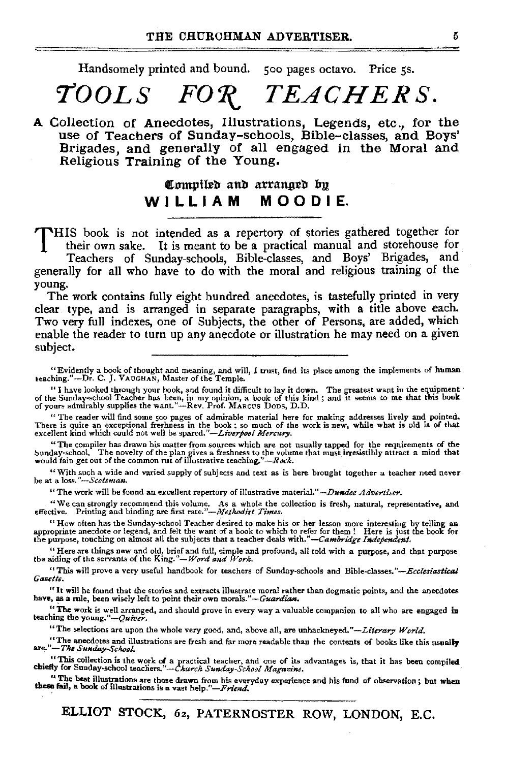Handsomely printed and bound. 500 pages octavo. Price 5s.

# TOOLS FOR TEACHERS.

**A Collection of Anecdotes, Illustrations, Legends, etc., for the use of Teachers of Sunday-schools, Bible-classes, and Boys' Brigades, and generally of all engaged in the Moral and Religious Training of the Young.**

Compiled and arranged by

## WILLIAM MOODIE.

---

THIS book is not intended as a repertory of stories gathered together for their own sake. It is meant to be a practical manual and storehouse for Teachers of Sunday-schools, Bible-classes, and Boys' Brigades, and generally for all who have to do with the moral and religious training of the young.

The work contains fully eight hundred anecdotes, is tastefully printed in very clear type, and is arranged in separate paragraphs, with a title above each. Two very full indexes, one of Subjects, the other of Persons, are added, which enable the reader to turn up any anecdote or illustration he may need on a given subject.

---

"Evidently a book of thought and meaning, and will, I trust, find its place among the implements of human teaching."—Dr. C. J. VAUGHAN, Master of the Temple.

"I have looked through your book, and found it difficult to lay it down. The greatest want in the equipment of the Sunday-school Teacher has been, in my opinion, a book of this kind; and it seems to me that this book of yours admirably supplies the want."—Rev. Prof. MARCUS DODS, D.D.

"The reader will find some 500 pages of admirable material here for making addresses lively and pointed. There is quite an exceptional freshness in the book; so much of the work is new, while what is old is of that excellent kind which could not well be spared."—*Liverpool Mercury.*

"The compiler has drawn his matter from sources which are not usually tapped for the requirements of the Sunday-school. The novelty of the plan gives a freshness to the volume that must irresistibly attract a mind that would fain get out of the common rut of illustrative teaching."—*Rock.*

"With such a wide and varied supply of subjects and text as is here brought together a teacher need never be at a loss."—*Scotsman.*

"The work will be found an excellent repertory of illustrative material."—*Dundee Advertiser.*

"We can strongly recommend this volume. As a whole the collection is fresh, natural, representative, and effective. Printing and binding are first rate."—*Methodist Times.*

"How often has the Sunday-school Teacher desired to make his or her lesson more interesting by telling an appropriate anecdote or legend, and felt the want of a book to which to refer for them! Here is just the book for the purpose, touching on almost all the subjects that a teacher deals with."—*Cambridge Independent.*

"Here are things new and old, brief and full, simple and profound, all told with a purpose, and that purpose the aiding of the servants of the King."—*Word and Work.*

"This will prove a very useful handbook for teachers of Sunday-schools and Bible-classes."—*Ecclesiastical Gazette.*

"It will be found that the stories and extracts illustrate moral rather than dogmatic points, and the anecdotes have, as a rule, been wisely left to point their own morals."—*Guardian.*

"The work is well arranged, and should prove in every way a valuable companion to all who are engaged in teaching the young."—*Quiver.*

"The selections are upon the whole very good, and, above all, are unhackneyed."—*Literary World.*

"The anecdotes and illustrations are fresh and far more readable than the contents of books like this usually are."—*The Sunday-School.*

"This collection is the work of a practical teacher, and one of its advantages is, that it has been compiled chiefly for Sunday-school teachers."—*Church Sunday-School Magazine.*

"The best illustrations are those drawn from his everyday experience and his fund of observation; but when these fail, a book of illustrations is a vast help."—*Friend.*

---

ELLIOT STOCK, 62, PATERNOSTER ROW, LONDON, E.C.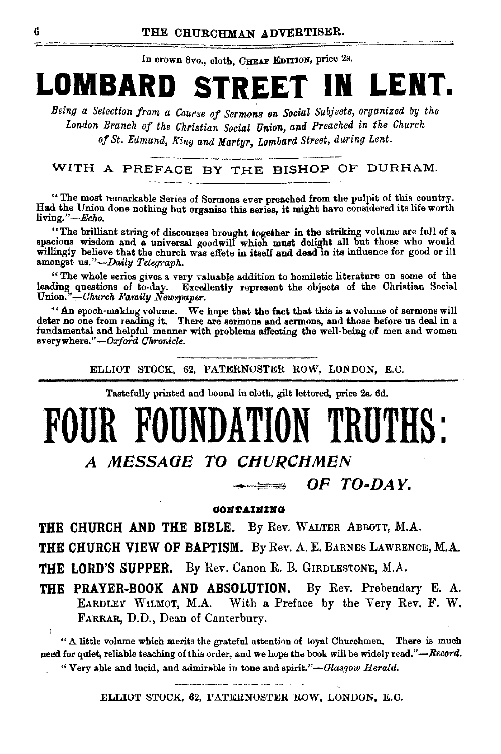In crown 8vo., cloth, CHEAP EDITION, price 2s.

# LOMBARD STREET IN LENT.

*Being a Selection from a Course of Sermons on Social Subjects, organized by the London Branch of the Christian Social Union, and Preached in the Church of St. Edmund, King and Martyr, Lombard Street, during Lent.*

WITH A PREFACE BY THE BISHOP OF DURHAM.

"The most remarkable Series of Sermons ever preached from the pulpit of this country. Had the Union done nothing but organise this series, it might have considered its life worth living."—*Echo.*

"The brilliant string of discourses brought together in the striking volume are full of a spacious wisdom and a universal goodwill which must delight all but those who would willingly believe that the church was effete in itself and dead in its influence for good or ill amongst us."—*Daily Telegraph.*

"The whole series gives a very valuable addition to homiletic literature on some of the leading questions of to-day. Excellently represent the objects of the Christian Social Union."—*Church Family Newspaper.*

"An epoch-making volume. We hope that the fact that this is a volume of sermons will deter no one from reading it. There are sermons and sermons, and those before us deal in a fundamental and helpful manner with problems affecting the well-being of men and women everywhere."—*Oxford Chronicle.*

ELLIOT STOCK, 62, PATERNOSTER ROW, LONDON, E.C.

---

Tastefully printed and bound in cloth, gilt lettered, price 2s. 6d.

# FOUR FOUNDATION TRUTHS:

## *A MESSAGE TO CHURCHMEN OF TO-DAY.*

CONTAINING

**THE CHURCH AND THE BIBLE.** By Rev. WALTER ABBOTT, M.A.

**THE CHURCH VIEW OF BAPTISM.** By Rev. A. E. BARNES LAWRENCE, M.A.

**THE LORD'S SUPPER.** By Rev. Canon R. B. GIRDLESTONE, M.A.

**THE PRAYER-BOOK AND ABSOLUTION.** By Rev. Prebendary E. A. EARDLEY WILMOT, M.A. With a Preface by the Very Rev. F. W. FARRAR, D.D., Dean of Canterbury.

"A little volume which merits the grateful attention of loyal Churchmen. There is much need for quiet, reliable teaching of this order, and we hope the book will be widely read."—*Record.*

"Very able and lucid, and admirable in tone and spirit."—*Glasgow Herald.*

ELLIOT STOCK, 62, PATERNOSTER ROW, LONDON, E.C.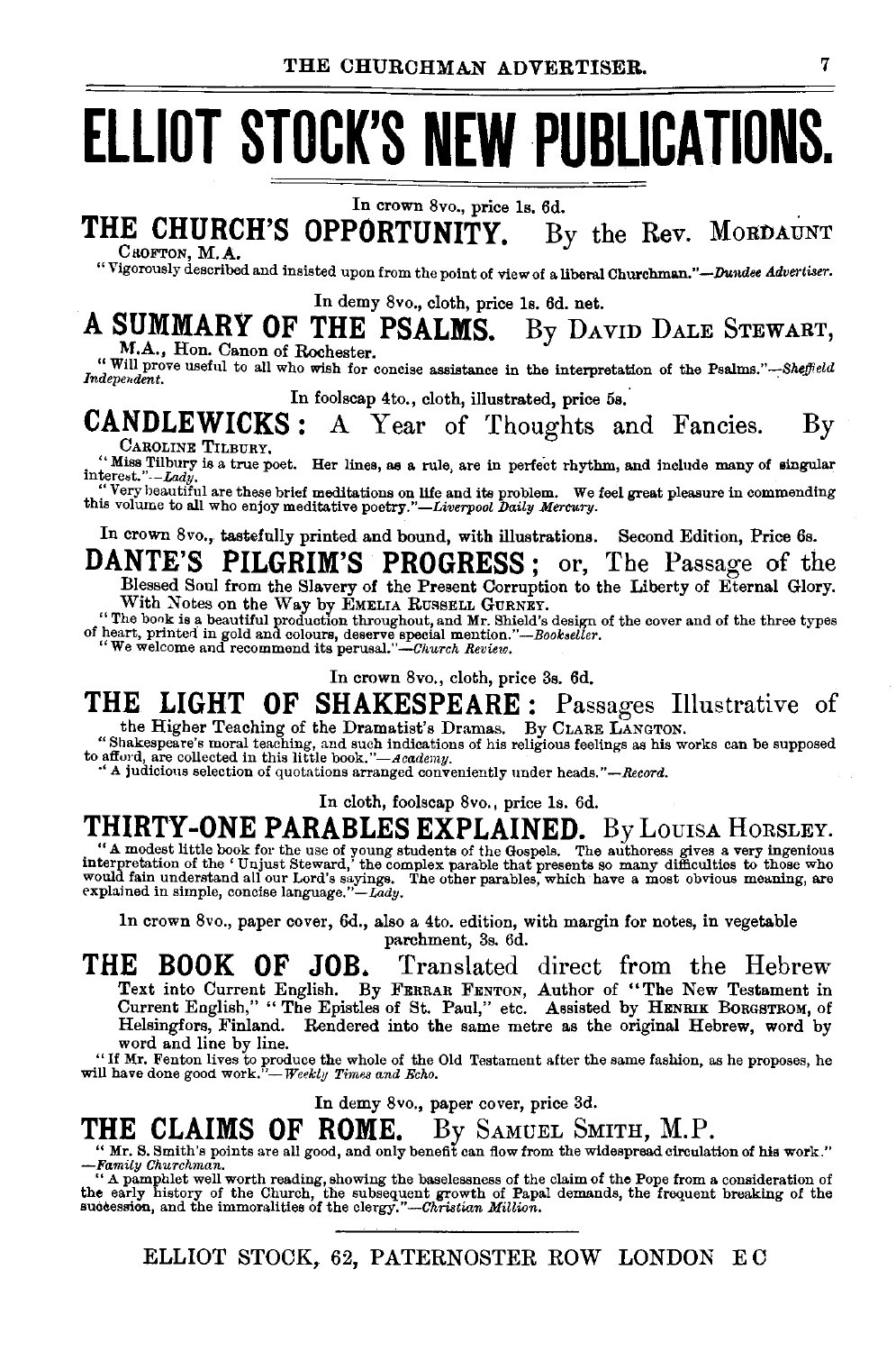# ELLIOT STOCK'S NEW PUBLICATIONS.

In crown 8vo., price 1s. 6d.

## THE CHURCH'S OPPORTUNITY. By the Rev. MORDAUNT CROFTON, M.A.

"Vigorously described and insisted upon from the point of view of a liberal Churchman."—*Dundee Advertiser.*

In demy 8vo., cloth, price 1s. 6d. net.

## A SUMMARY OF THE PSALMS. By DAVID DALE STEWART, M.A., Hon. Canon of Rochester.

"Will prove useful to all who wish for concise assistance in the interpretation of the Psalms."—*Sheffield Independent.*

In foolscap 4to., cloth, illustrated, price 5s.

## CANDLEWICKS: A Year of Thoughts and Fancies. By CAROLINE TILBURY.

"Miss Tilbury is a true poet. Her lines, as a rule, are in perfect rhythm, and include many of singular interest."—*Lady.*

"Very beautiful are these brief meditations on life and its problem. We feel great pleasure in commending this volume to all who enjoy meditative poetry."—*Liverpool Daily Mercury.*

In crown 8vo., tastefully printed and bound, with illustrations. Second Edition, Price 6s.

## DANTE'S PILGRIM'S PROGRESS; or, The Passage of the Blessed Soul from the Slavery of the Present Corruption to the Liberty of Eternal Glory.

With Notes on the Way by EMELIA RUSSELL GURNEY.

"The book is a beautiful production throughout, and Mr. Shield's design of the cover and of the three types of heart, printed in gold and colours, deserve special mention."—*Bookseller.*

"We welcome and recommend its perusal."—*Church Review.*

In crown 8vo., cloth, price 3s. 6d.

## THE LIGHT OF SHAKESPEARE: Passages Illustrative of the Higher Teaching of the Dramatist's Dramas. By CLARE LANGTON.

"Shakespeare's moral teaching, and such indications of his religious feelings as his works can be supposed to afford, are collected in this little book."—*Academy.*

"A judicious selection of quotations arranged conveniently under heads."—*Record.*

In cloth, foolscap 8vo., price 1s. 6d.

## THIRTY-ONE PARABLES EXPLAINED. By LOUISA HORSLEY.

"A modest little book for the use of young students of the Gospels. The authoress gives a very ingenious interpretation of the 'Unjust Steward,' the complex parable that presents so many difficulties to those who would fain understand all our Lord's sayings. The other parables, which have a most obvious meaning, are explained in simple, concise language."—*Lady.*

In crown 8vo., paper cover, 6d., also a 4to. edition, with margin for notes, in vegetable parchment, 3s. 6d.

## THE BOOK OF JOB. Translated direct from the Hebrew Text into Current English.

By FERRAR FENTON, Author of "The New Testament in Current English," "The Epistles of St. Paul," etc. Assisted by HENRIK BORGSTROM, of Helsingfors, Finland. Rendered into the same metre as the original Hebrew, word by word and line by line.

"If Mr. Fenton lives to produce the whole of the Old Testament after the same fashion, as he proposes, he will have done good work."—*Weekly Times and Echo.*

In demy 8vo., paper cover, price 3d.

## THE CLAIMS OF ROME. By SAMUEL SMITH, M.P.

"Mr. S. Smith's points are all good, and only benefit can flow from the widespread circulation of his work."—*Family Churchman.*

"A pamphlet well worth reading, showing the baselessness of the claim of the Pope from a consideration of the early history of the Church, the subsequent growth of Papal demands, the frequent breaking of the succession, and the immoralities of the clergy."—*Christian Million.*

ELLIOT STOCK, 62, PATERNOSTER ROW LONDON E.C.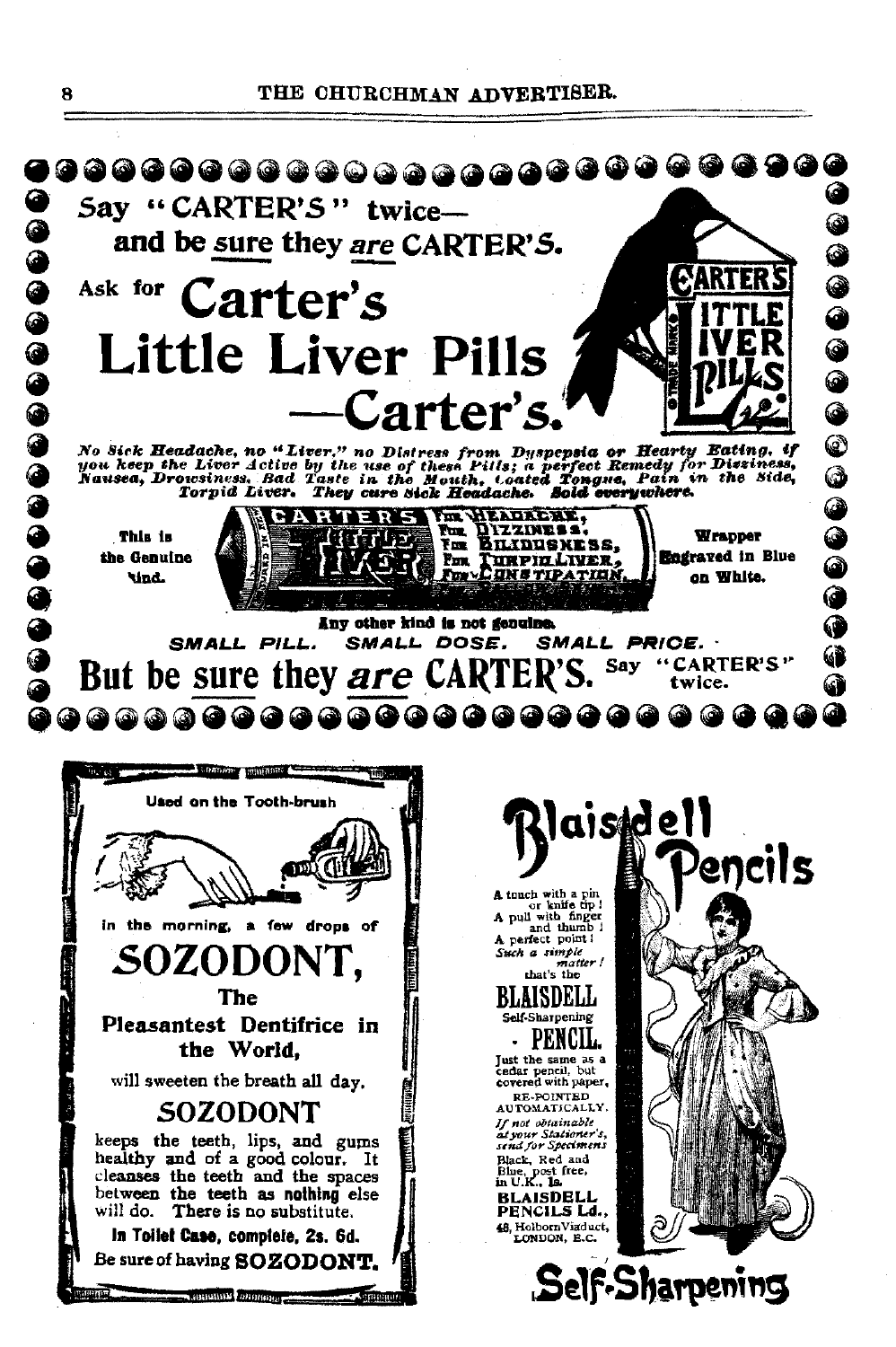Say "CARTER'S" twice—
and be sure they are CARTER'S.

Ask for

# Carter's Little Liver Pills —Carter's.

*No Sick Headache, no "Liver," no Distress from Dyspepsia or Hearty Eating, if you keep the Liver Active by the use of these Pills; a perfect Remedy for Dizziness, Nausea, Drowsiness, Bad Taste in the Mouth, Coated Tongue, Pain in the Side, Torpid Liver. They cure Sick Headache. Sold everywhere.*

This is the Genuine kind.

CARTER'S LITTLE LIVER — FOR HEADACHE, FOR DIZZINESS, FOR BILIOUSNESS, FOR TORPID LIVER, FOR CONSTIPATION.

Wrapper Engraved in Blue on White.

Any other kind is not genuine.

*SMALL PILL. SMALL DOSE. SMALL PRICE.*

## But be sure they *are* CARTER'S. Say "CARTER'S" twice.

---

Used on the Tooth-brush

in the morning, a few drops of

# SOZODONT,

**The Pleasantest Dentifrice in the World,**

will sweeten the breath all day.

## SOZODONT

keeps the teeth, lips, and gums healthy and of a good colour. It cleanses the teeth and the spaces between the teeth as **nothing** else will do. There is no substitute.

**In Toilet Case, complete, 2s. 6d.**

Be sure of having **SOZODONT.**

---

# Blaisdell Pencils

A touch with a pin or knife tip!
A pull with finger and thumb!
A perfect point!
*Such a simple matter!*
that's the

**BLAISDELL**
Self-Sharpening
**PENCIL.**

Just the same as a cedar pencil, but covered with paper, RE-POINTED AUTOMATICALLY.

*If not obtainable at your Stationer's, send for Specimens*

Black, Red and Blue, post free, in U.K., 1s.

**BLAISDELL PENCILS Ld.,**
48, Holborn Viaduct, LONDON, E.C.

## Self-Sharpening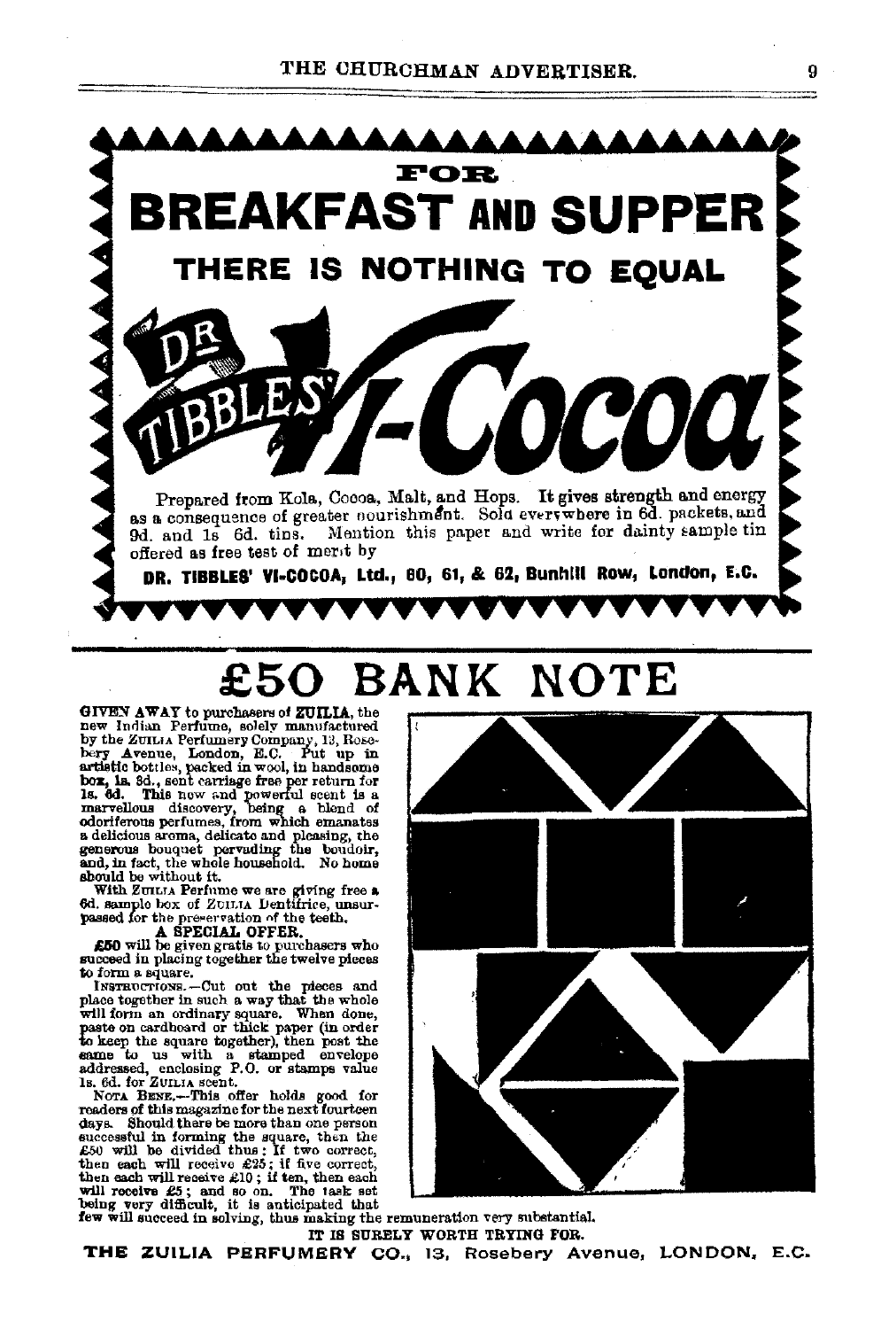# FOR BREAKFAST AND SUPPER

## THERE IS NOTHING TO EQUAL

# DR TIBBLES' VI-COCOA

Prepared from Kola, Cocoa, Malt, and Hops. It gives strength and energy as a consequence of greater nourishment. Sold everywhere in 6d. packets, and 9d. and 1s 6d. tins. Mention this paper and write for dainty sample tin offered as free test of merit by

**DR. TIBBLES' VI-COCOA, Ltd., 60, 61, & 62, Bunhill Row, London, E.C.**

---

# £50 BANK NOTE

**GIVEN AWAY** to purchasers of **ZUILIA**, the new Indian Perfume, solely manufactured by the ZUILIA Perfumery Company, 13, Rosebery Avenue, London, E.C. Put up in artistic bottles, packed in wool, in handsome box, 1s. 3d., sent carriage free per return for 1s. 6d. This new and powerful scent is a marvellous discovery, being a blend of odoriferous perfumes, from which emanates a delicious aroma, delicate and pleasing, the generous bouquet pervading the boudoir, and, in fact, the whole household. No home should be without it.

With ZUILIA Perfume we are giving free a 6d. sample box of ZUILIA Dentifrice, unsurpassed for the preservation of the teeth.

### A SPECIAL OFFER.

**£50** will be given gratis to purchasers who succeed in placing together the twelve pieces to form a square.

INSTRUCTIONS.—Cut out the pieces and place together in such a way that the whole will form an ordinary square. When done, paste on cardboard or thick paper (in order to keep the square together), then post the same to us with a stamped envelope addressed, enclosing P.O. or stamps value 1s. 6d. for ZUILIA scent.

NOTA BENE.—This offer holds good for readers of this magazine for the next fourteen days. Should there be more than one person successful in forming the square, then the £50 will be divided thus: If two correct, then each will receive £25; if five correct, then each will receive £10; if ten, then each will receive £5; and so on. The task set being very difficult, it is anticipated that few will succeed in solving, thus making the remuneration very substantial.

IT IS SURELY WORTH TRYING FOR.

**THE ZUILIA PERFUMERY CO., 13, Rosebery Avenue, LONDON, E.C.**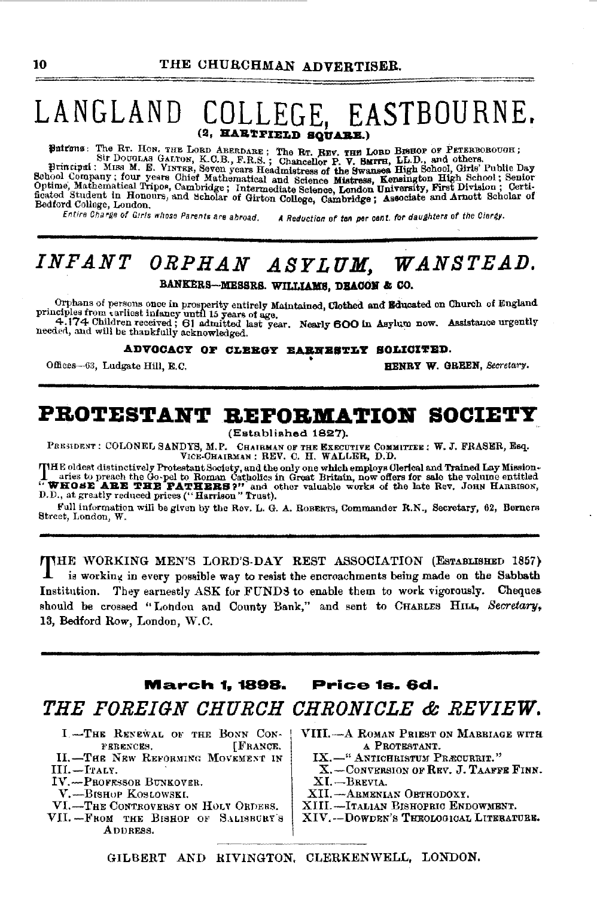# LANGLAND COLLEGE, EASTBOURNE.

**(2, HARTFIELD SQUARE.)**

**Patrons**: The Rt. Hon. the Lord Aberdare; The Rt. Rev. the Lord Bishop of Peterborough; Sir Douglas Galton, K.C.B., F.R.S.; Chancellor P. V. Smith, LL.D., and others.

**Principal**: Miss M. E. Vinter, Seven years Headmistress of the Swansea High School, Girls' Public Day School Company; four years Chief Mathematical and Science Mistress, Kensington High School; Senior Optime, Mathematical Tripos, Cambridge; Intermediate Science, London University, First Division; Certificated Student in Honours, and Scholar of Girton College, Cambridge; Associate and Arnott Scholar of Bedford College, London.

*Entire Charge of Girls whose Parents are abroad.* *A Reduction of ten per cent. for daughters of the Clergy.*

---

# *INFANT ORPHAN ASYLUM, WANSTEAD.*

**BANKERS—MESSRS. WILLIAMS, DEACON & CO.**

Orphans of persons once in prosperity entirely Maintained, Clothed and Educated on Church of England principles from earliest infancy until 15 years of age.

**4,174** Children received; **61** admitted last year. Nearly **600** in Asylum now. Assistance urgently needed, and will be thankfully acknowledged.

**ADVOCACY OF CLERGY EARNESTLY SOLICITED.**

Offices—63, Ludgate Hill, E.C. **HENRY W. GREEN**, *Secretary.*

---

# PROTESTANT REFORMATION SOCIETY

(Established 1827).

President: Colonel Sandys, M.P. Chairman of the Executive Committee: W. J. Fraser, Esq. Vice-Chairman: Rev. C. H. Waller, D.D.

The oldest distinctively Protestant Society, and the only one which employs Clerical and Trained Lay Missionaries to preach the Gospel to Roman Catholics in Great Britain, now offers for sale the volume entitled "**WHOSE ARE THE FATHERS?**" and other valuable works of the late Rev. John Harrison, D.D., at greatly reduced prices ("Harrison" Trust).

Full information will be given by the Rev. L. G. A. Roberts, Commander R.N., Secretary, 62, Berners Street, London, W.

---

The WORKING MEN'S LORD'S-DAY REST ASSOCIATION (Established 1857) is working in every possible way to resist the encroachments being made on the Sabbath Institution. They earnestly ASK for FUNDS to enable them to work vigorously. Cheques should be crossed "London and County Bank," and sent to Charles Hill, *Secretary*, 13, Bedford Row, London, W.C.

---

**March 1, 1898. Price 1s. 6d.**

# *THE FOREIGN CHURCH CHRONICLE & REVIEW.*

I.—The Renewal of the Bonn Conferences. [France.
II.—The New Reforming Movement in
III.—Italy.
IV.—Professor Bunkover.
V.—Bishop Koslowski.
VI.—The Controversy on Holy Orders.
VII.—From the Bishop of Salisbury's Address.
VIII.—A Roman Priest on Marriage with a Protestant.
IX.—"Antichristum Præcurrit."
X.—Conversion of Rev. J. Taaffe Finn.
XI.—Brevia.
XII.—Armenian Orthodoxy.
XIII.—Italian Bishopric Endowment.
XIV.—Dowden's Theological Literature.

---

GILBERT AND RIVINGTON, CLERKENWELL, LONDON.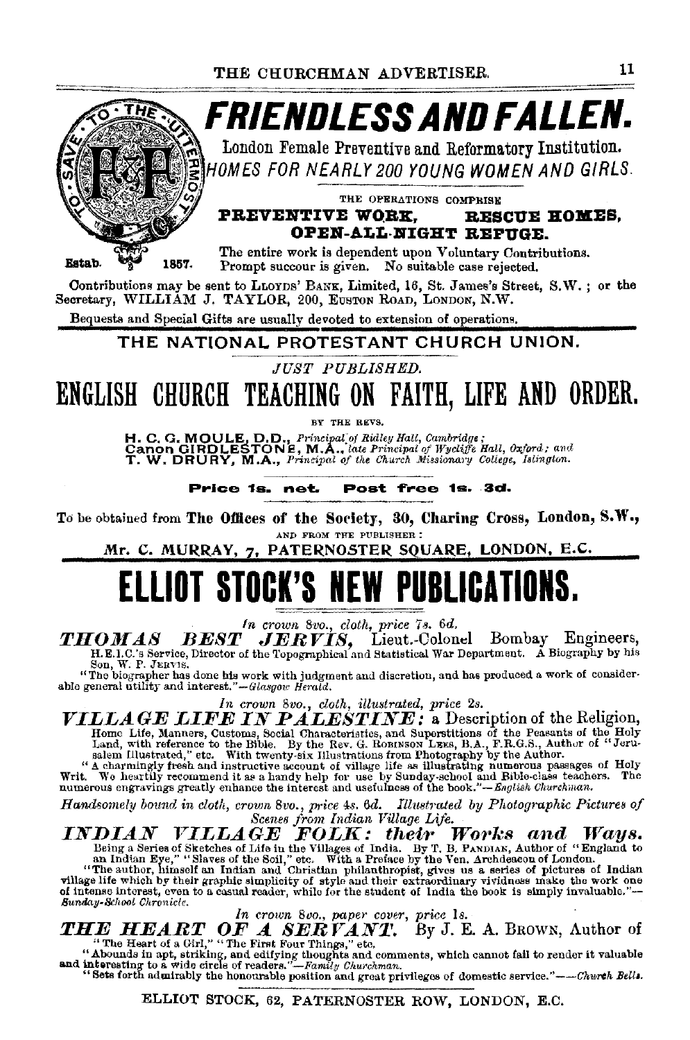# FRIENDLESS AND FALLEN.

TO SAVE TO THE UTTERMOST

Estab. 1857.

London Female Preventive and Reformatory Institution.

HOMES FOR NEARLY 200 YOUNG WOMEN AND GIRLS.

THE OPERATIONS COMPRISE

**PREVENTIVE WORK, RESCUE HOMES, OPEN-ALL-NIGHT REFUGE.**

The entire work is dependent upon Voluntary Contributions. Prompt succour is given. No suitable case rejected.

Contributions may be sent to LLOYDS' BANK, Limited, 16, St. James's Street, S.W.; or the Secretary, WILLIAM J. TAYLOR, 200, EUSTON ROAD, LONDON, N.W.

Bequests and Special Gifts are usually devoted to extension of operations.

---

## THE NATIONAL PROTESTANT CHURCH UNION.

*JUST PUBLISHED.*

# ENGLISH CHURCH TEACHING ON FAITH, LIFE AND ORDER.

BY THE REVS.

**H. C. G. MOULE, D.D.,** *Principal of Ridley Hall, Cambridge;*
**Canon GIRDLESTONE, M.A.,** *late Principal of Wycliffe Hall, Oxford; and*
**T. W. DRURY, M.A.,** *Principal of the Church Missionary College, Islington.*

**Price 1s. net. Post free 1s. 3d.**

To be obtained from **The Offices of the Society, 30, Charing Cross, London, S.W.,**

AND FROM THE PUBLISHER:

Mr. C. MURRAY, 7, PATERNOSTER SQUARE, LONDON, E.C.

---

# ELLIOT STOCK'S NEW PUBLICATIONS.

*In crown 8vo., cloth, price 7s. 6d.*

***THOMAS BEST JERVIS,*** Lieut.-Colonel Bombay Engineers, H.E.I.C.'s Service, Director of the Topographical and Statistical War Department. A Biography by his Son, W. P. JERVIS.

"The biographer has done his work with judgment and discretion, and has produced a work of considerable general utility and interest."—*Glasgow Herald.*

*In crown 8vo., cloth, illustrated, price 2s.*

***VILLAGE LIFE IN PALESTINE:*** a Description of the Religion, Home Life, Manners, Customs, Social Characteristics, and Superstitions of the Peasants of the Holy Land, with reference to the Bible. By the Rev. G. ROBINSON LEES, B.A., F.R.G.S., Author of "Jerusalem Illustrated," etc. With twenty-six Illustrations from Photography by the Author.

"A charmingly fresh and instructive account of village life as illustrating numerous passages of Holy Writ. We heartily recommend it as a handy help for use by Sunday-school and Bible-class teachers. The numerous engravings greatly enhance the interest and usefulness of the book."—*English Churchman.*

*Handsomely bound in cloth, crown 8vo., price 4s. 6d. Illustrated by Photographic Pictures of Scenes from Indian Village Life.*

***INDIAN VILLAGE FOLK: their Works and Ways.*** Being a Series of Sketches of Life in the Villages of India. By T. B. PANDIAN, Author of "England to an Indian Eye," "Slaves of the Soil," etc. With a Preface by the Ven. Archdeacon of London.

"The author, himself an Indian and Christian philanthropist, gives us a series of pictures of Indian village life which by their graphic simplicity of style and their extraordinary vividness make the work one of intense interest, even to a casual reader, while for the student of India the book is simply invaluable."—*Sunday-School Chronicle.*

*In crown 8vo., paper cover, price 1s.*

***THE HEART OF A SERVANT.*** By J. E. A. BROWN, Author of "The Heart of a Girl," "The First Four Things," etc.

"Abounds in apt, striking, and edifying thoughts and comments, which cannot fail to render it valuable and interesting to a wide circle of readers."—*Family Churchman.*

"Sets forth admirably the honourable position and great privileges of domestic service."—*Church Bells.*

ELLIOT STOCK, 62, PATERNOSTER ROW, LONDON, E.C.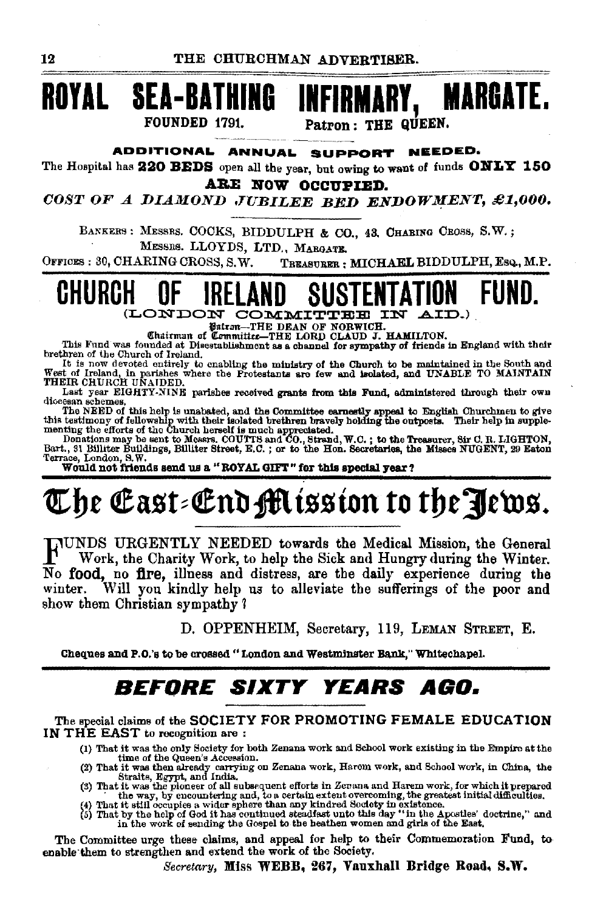# ROYAL SEA-BATHING INFIRMARY, MARGATE.

FOUNDED 1791. Patron: THE QUEEN.

**ADDITIONAL ANNUAL SUPPORT NEEDED.**

The Hospital has **220 BEDS** open all the year, but owing to want of funds **ONLY 150 ARE NOW OCCUPIED.**

***COST OF A DIAMOND JUBILEE BED ENDOWMENT, £1,000.***

BANKERS: MESSRS. COCKS, BIDDULPH & CO., 43, CHARING CROSS, S.W.; MESSRS. LLOYDS, LTD., MARGATE.

OFFICES: 30, CHARING CROSS, S.W. TREASURER: MICHAEL BIDDULPH, ESQ., M.P.

# CHURCH OF IRELAND SUSTENTATION FUND.

(LONDON COMMITTEE IN AID.)

Patron—THE DEAN OF NORWICH.
Chairman of Committee—THE LORD CLAUD J. HAMILTON.

This Fund was founded at Disestablishment as a channel for sympathy of friends in England with their brethren of the Church of Ireland.

It is now devoted entirely to enabling the ministry of the Church to be maintained in the South and West of Ireland, in parishes where the Protestants are few and isolated, and UNABLE TO MAINTAIN THEIR CHURCH UNAIDED.

Last year EIGHTY-NINE parishes received grants from this Fund, administered through their own diocesan schemes.

The NEED of this help is unabated, and the Committee earnestly appeal to English Churchmen to give this testimony of fellowship with their isolated brethren bravely holding the outposts. Their help in supplementing the efforts of the Church herself is much appreciated.

Donations may be sent to Messrs. COUTTS and CO., Strand, W.C.; to the Treasurer, Sir C. R. LIGHTON, Bart., 31 Billiter Buildings, Billiter Street, E.C.; or to the Hon. Secretaries, the Misses NUGENT, 29 Eaton Terrace, London, S.W.

**Would not friends send us a "ROYAL GIFT" for this special year?**

# The East-End Mission to the Jews.

FUNDS URGENTLY NEEDED towards the Medical Mission, the General Work, the Charity Work, to help the Sick and Hungry during the Winter. No **food**, no **fire**, illness and distress, are the daily experience during the winter. Will you kindly help us to alleviate the sufferings of the poor and show them Christian sympathy?

D. OPPENHEIM, Secretary, 119, LEMAN STREET, E.

**Cheques and P.O.'s to be crossed "London and Westminster Bank," Whitechapel.**

## *BEFORE SIXTY YEARS AGO.*

The special claims of the SOCIETY FOR PROMOTING FEMALE EDUCATION IN THE EAST to recognition are:

(1) That it was the only Society for both Zenana work and School work existing in the Empire at the time of the Queen's Accession.
(2) That it was then already carrying on Zenana work, Harem work, and School work, in China, the Straits, Egypt, and India.
(3) That it was the pioneer of all subsequent efforts in Zenana and Harem work, for which it prepared the way, by encountering and, to a certain extent overcoming, the greatest initial difficulties.
(4) That it still occupies a wider sphere than any kindred Society in existence.
(5) That by the help of God it has continued steadfast unto this day "in the Apostles' doctrine," and in the work of sending the Gospel to the heathen women and girls of the East.

The Committee urge these claims, and appeal for help to their Commemoration Fund, to enable them to strengthen and extend the work of the Society.

*Secretary,* **MISS WEBB, 267, Vauxhall Bridge Road, S.W.**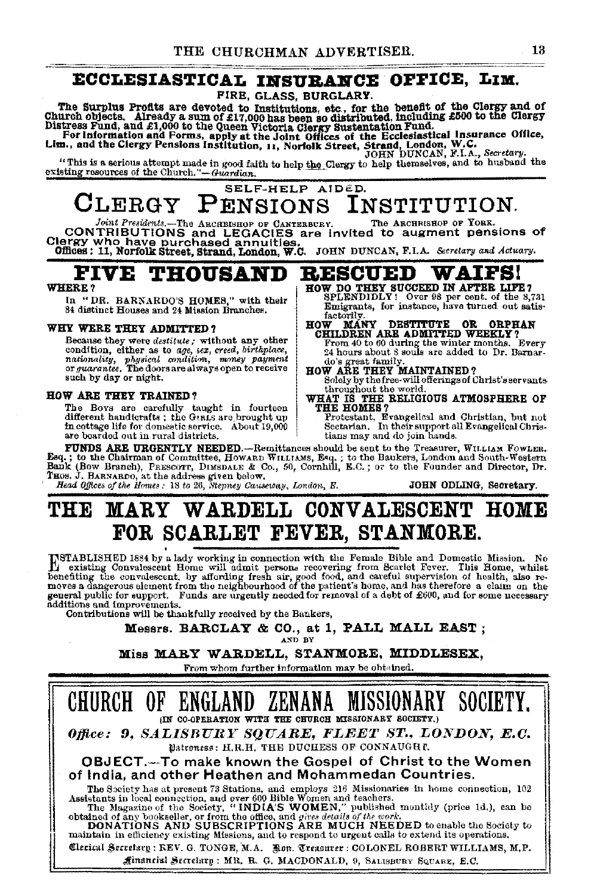## ECCLESIASTICAL INSURANCE OFFICE, LIM.

FIRE, GLASS, BURGLARY.

**The Surplus Profits are devoted to Institutions, etc., for the benefit of the Clergy and of Church objects. Already a sum of £17,000 has been so distributed, including £500 to the Clergy Distress Fund, and £1,000 to the Queen Victoria Clergy Sustentation Fund.**

**For Information and Forms, apply at the Joint Offices of the Ecclesiastical Insurance Office, Lim., and the Clergy Pensions Institution, 11, Norfolk Street, Strand, London, W.C.**

JOHN DUNCAN, F.I.A., *Secretary.*

"This is a serious attempt made in good faith to help the Clergy to help themselves, and to husband the existing resources of the Church."—*Guardian.*

---

SELF-HELP AIDED.

# CLERGY PENSIONS INSTITUTION.

*Joint Presidents.*—The ARCHBISHOP OF CANTERBURY. The ARCHBISHOP OF YORK.

CONTRIBUTIONS and LEGACIES are invited to augment pensions of Clergy who have purchased annuities.

**Offices: 11, Norfolk Street, Strand, London, W.C.** JOHN DUNCAN, F.I.A. *Secretary and Actuary.*

---

# FIVE THOUSAND RESCUED WAIFS!

**WHERE?**

In "DR. BARNARDO'S HOMES," with their 84 distinct Houses and 24 Mission Branches.

**WHY WERE THEY ADMITTED?**

Because they were *destitute;* without any other condition, either as to *age, sex, creed, birthplace, nationality, physical condition, money payment* or *guarantee.* The doors are always open to receive such by day or night.

**HOW ARE THEY TRAINED?**

The Boys are carefully taught in fourteen different handicrafts; the GIRLS are brought up in cottage life for domestic service. About 19,000 are boarded out in rural districts.

**HOW DO THEY SUCCEED IN AFTER LIFE?**

SPLENDIDLY! Over 98 per cent. of the 8,731 Emigrants, for instance, have turned out satisfactorily.

**HOW MANY DESTITUTE OR ORPHAN CHILDREN ARE ADMITTED WEEKLY?**

From 40 to 60 during the winter months. Every 24 hours about 8 souls are added to Dr. Barnardo's great family.

**HOW ARE THEY MAINTAINED?**

Solely by the free-will offerings of Christ's servants throughout the world.

**WHAT IS THE RELIGIOUS ATMOSPHERE OF THE HOMES?**

Protestant, Evangelical and Christian, but not Sectarian. In their support all Evangelical Christians may and do join hands.

**FUNDS ARE URGENTLY NEEDED.**—Remittances should be sent to the Treasurer, WILLIAM FOWLER, Esq.; to the Chairman of Committee, HOWARD WILLIAMS, Esq.; to the Bankers, London and South-Western Bank (Bow Branch), PRESCOTT, DIMSDALE & Co., 50, Cornhill, E.C.; or to the Founder and Director, Dr. THOS. J. BARNARDO, at the address given below.

*Head Offices of the Homes: 18 to 26, Stepney Causeway, London, E.* JOHN ODLING, Secretary.

---

# THE MARY WARDELL CONVALESCENT HOME FOR SCARLET FEVER, STANMORE.

ESTABLISHED 1884 by a lady working in connection with the Female Bible and Domestic Mission. No existing Convalescent Home will admit persons recovering from Scarlet Fever. This Home, whilst benefiting the convalescent, by affording fresh air, good food, and careful supervision of health, also removes a dangerous element from the neighbourhood of the patient's home, and has therefore a claim on the general public for support. Funds are urgently needed for removal of a debt of £600, and for some necessary additions and improvements.

Contributions will be thankfully received by the Bankers,

**Messrs. BARCLAY & CO., at 1, PALL MALL EAST;**

AND BY

**Miss MARY WARDELL, STANMORE, MIDDLESEX,**

From whom further information may be obtained.

---

# CHURCH OF ENGLAND ZENANA MISSIONARY SOCIETY.

(IN CO-OPERATION WITH THE CHURCH MISSIONARY SOCIETY.)

***Office: 9, SALISBURY SQUARE, FLEET ST., LONDON, E.C.***

Patroness: H.R.H. THE DUCHESS OF CONNAUGHT.

**OBJECT.—To make known the Gospel of Christ to the Women of India, and other Heathen and Mohammedan Countries.**

The Society has at present 73 Stations, and employs 216 Missionaries in home connection, 102 Assistants in local connection, and over 600 Bible Women and teachers.

The Magazine of the Society, "INDIA'S WOMEN," published monthly (price 1d.), can be obtained of any bookseller, or from the office, and *gives details of the work.*

DONATIONS AND SUBSCRIPTIONS ARE MUCH NEEDED to enable the Society to maintain in efficiency existing Missions, and to respond to urgent calls to extend its operations.

Clerical Secretary: REV. G. TONGE, M.A. Hon. Treasurer: COLONEL ROBERT WILLIAMS, M.P.

Financial Secretary: MR. R. G. MACDONALD, 9, SALISBURY SQUARE, E.C.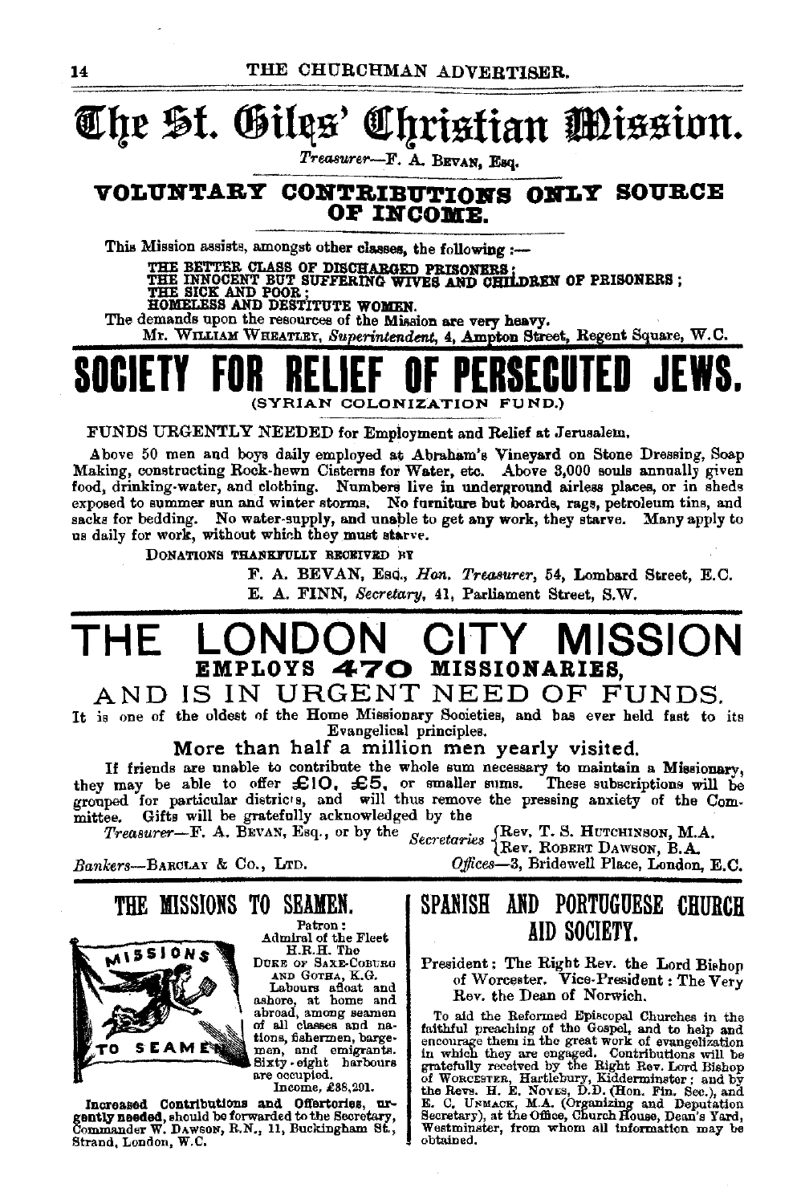# The St. Giles' Christian Mission.

*Treasurer*—F. A. BEVAN, Esq.

## VOLUNTARY CONTRIBUTIONS ONLY SOURCE OF INCOME.

This Mission assists, amongst other classes, the following :—

THE BETTER CLASS OF DISCHARGED PRISONERS;
THE INNOCENT BUT SUFFERING WIVES AND CHILDREN OF PRISONERS;
THE SICK AND POOR;
HOMELESS AND DESTITUTE WOMEN.

The demands upon the resources of the Mission are very heavy.

Mr. WILLIAM WHEATLEY, *Superintendent*, 4, Ampton Street, Regent Square, W.C.

# SOCIETY FOR RELIEF OF PERSECUTED JEWS.

(SYRIAN COLONIZATION FUND.)

FUNDS URGENTLY NEEDED for Employment and Relief at Jerusalem.

Above 50 men and boys daily employed at Abraham's Vineyard on Stone Dressing, Soap Making, constructing Rock-hewn Cisterns for Water, etc. Above 3,000 souls annually given food, drinking-water, and clothing. Numbers live in underground airless places, or in sheds exposed to summer sun and winter storms. No furniture but boards, rags, petroleum tins, and sacks for bedding. No water-supply, and unable to get any work, they starve. Many apply to us daily for work, without which they must starve.

DONATIONS THANKFULLY RECEIVED BY

F. A. BEVAN, Esq., *Hon. Treasurer*, 54, Lombard Street, E.C.
E. A. FINN, *Secretary*, 41, Parliament Street, S.W.

# THE LONDON CITY MISSION

## EMPLOYS 470 MISSIONARIES, AND IS IN URGENT NEED OF FUNDS.

It is one of the oldest of the Home Missionary Societies, and has ever held fast to its Evangelical principles.

### More than half a million men yearly visited.

If friends are unable to contribute the whole sum necessary to maintain a Missionary, they may be able to offer £10, £5, or smaller sums. These subscriptions will be grouped for particular districts, and will thus remove the pressing anxiety of the Committee. Gifts will be gratefully acknowledged by the

*Treasurer*—F. A. BEVAN, Esq., or by the *Secretaries* {Rev. T. S. HUTCHINSON, M.A. / Rev. ROBERT DAWSON, B.A.}

*Bankers*—BARCLAY & Co., LTD. *Offices*—3, Bridewell Place, London, E.C.

## THE MISSIONS TO SEAMEN.

MISSIONS TO SEAMEN

Patron:
Admiral of the Fleet
H.R.H. The
DUKE OF SAXE-COBURG AND GOTHA, K.G.

Labours afloat and ashore, at home and abroad, among seamen of all classes and nations, fishermen, bargemen, and emigrants. Sixty-eight harbours are occupied.

Income, £38,291.

**Increased Contributions and Offertories, urgently needed,** should be forwarded to the Secretary, Commander W. DAWSON, R.N., 11, Buckingham St., Strand, London, W.C.

## SPANISH AND PORTUGUESE CHURCH AID SOCIETY.

President: The Right Rev. the Lord Bishop of Worcester. Vice-President: The Very Rev. the Dean of Norwich.

To aid the Reformed Episcopal Churches in the faithful preaching of the Gospel, and to help and encourage them in the great work of evangelization in which they are engaged. Contributions will be gratefully received by the Right Rev. Lord Bishop of WORCESTER, Hartlebury, Kidderminster; and by the Revs. H. E. NOYES, D.D. (Hon. Fin. Sec.), and E. C. UNMACK, M.A. (Organizing and Deputation Secretary), at the Office, Church House, Dean's Yard, Westminster, from whom all information may be obtained.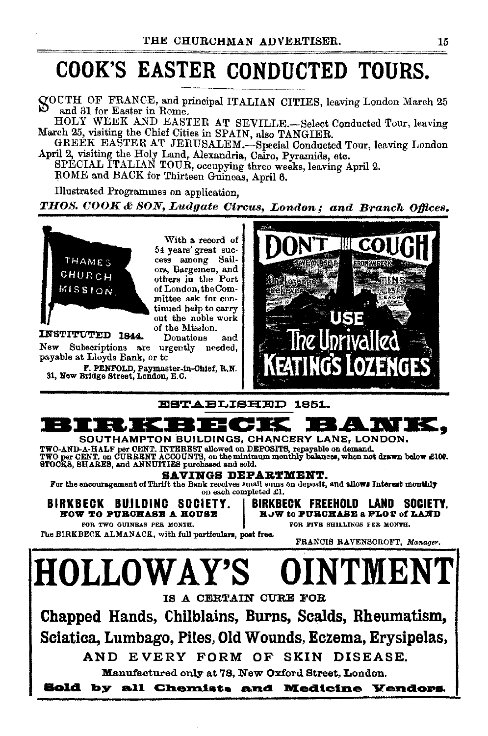# COOK'S EASTER CONDUCTED TOURS.

SOUTH OF FRANCE, and principal ITALIAN CITIES, leaving London March 25 and 31 for Easter in Rome.

HOLY WEEK AND EASTER AT SEVILLE.—Select Conducted Tour, leaving March 25, visiting the Chief Cities in SPAIN, also TANGIER.

GREEK EASTER AT JERUSALEM.—Special Conducted Tour, leaving London April 2, visiting the Holy Land, Alexandria, Cairo, Pyramids, etc.

SPECIAL ITALIAN TOUR, occupying three weeks, leaving April 2.

ROME and BACK for Thirteen Guineas, April 6.

Illustrated Programmes on application,

***THOS. COOK & SON, Ludgate Circus, London; and Branch Offices.***

---

THAMES CHURCH MISSION.

**INSTITUTED 1844.**

With a record of 54 years' great success among Sailors, Bargemen, and others in the Port of London, the Committee ask for continued help to carry out the noble work of the Mission. Donations and New Subscriptions are urgently needed, payable at Lloyds Bank, or to

F. PENFOLD, Paymaster-in-Chief, R.N.
31, New Bridge Street, London, E.C.

---

DON'T COUGH

SAVE YOURSELF FROM WRECK

One lozenge relieves

TINS 13½d. EACH

USE The Unrivalled KEATING'S LOZENGES

---

**ESTABLISHED 1851.**

# BIRKBECK BANK,

**SOUTHAMPTON BUILDINGS, CHANCERY LANE, LONDON.**

TWO-AND-A-HALF per CENT. INTEREST allowed on DEPOSITS, repayable on demand.
TWO per CENT. on CURRENT ACCOUNTS, on the minimum monthly balances, when not drawn below £100.
STOCKS, SHARES, and ANNUITIES purchased and sold.

**SAVINGS DEPARTMENT.**

For the encouragement of Thrift the Bank receives small sums on deposit, and allows Interest monthly on each completed £1.

**BIRKBECK BUILDING SOCIETY.**
**HOW TO PURCHASE A HOUSE**
FOR TWO GUINEAS PER MONTH.

**BIRKBECK FREEHOLD LAND SOCIETY.**
**HOW to PURCHASE a PLOT of LAND**
FOR FIVE SHILLINGS PER MONTH.

The BIRKBECK ALMANACK, with full particulars, post free.

FRANCIS RAVENSCROFT, *Manager.*

---

# HOLLOWAY'S OINTMENT

IS A CERTAIN CURE FOR

**Chapped Hands, Chilblains, Burns, Scalds, Rheumatism, Sciatica, Lumbago, Piles, Old Wounds, Eczema, Erysipelas,**

AND EVERY FORM OF SKIN DISEASE.

Manufactured only at 78, New Oxford Street, London.

**Sold by all Chemists and Medicine Vendors.**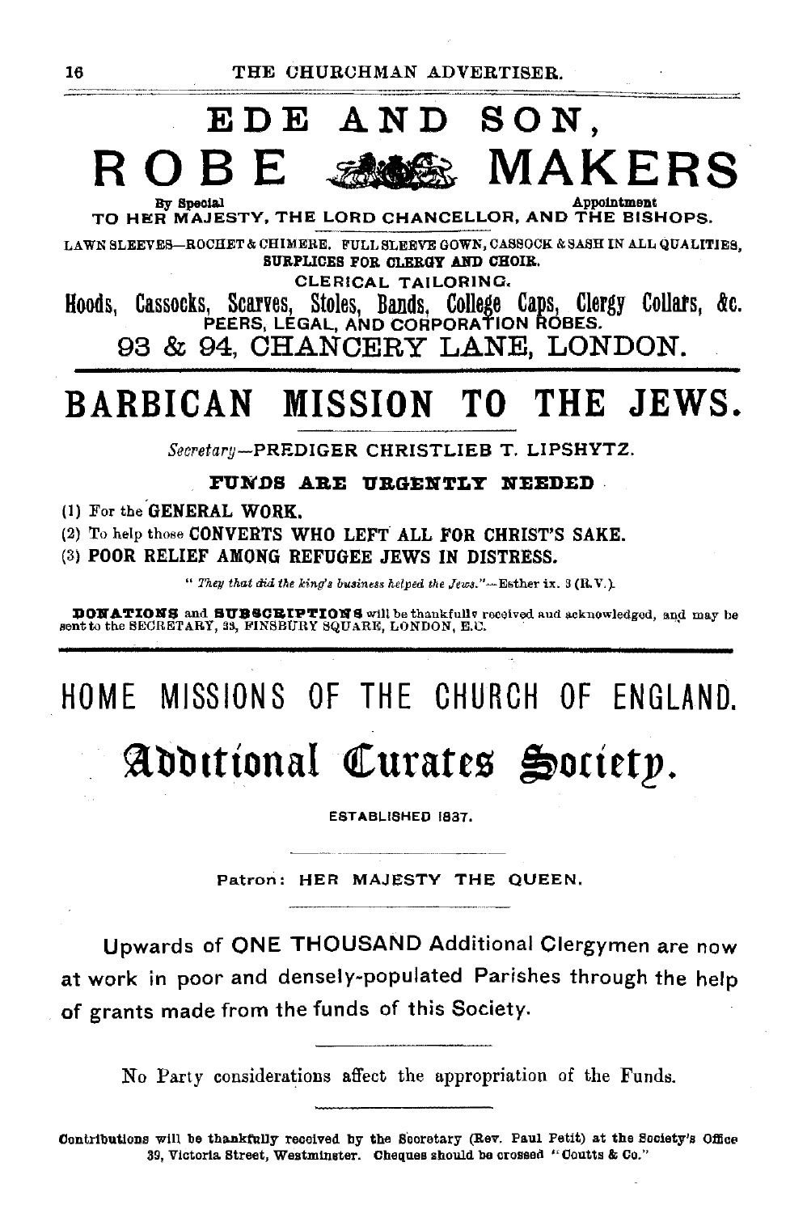# EDE AND SON,

# ROBE MAKERS

By Special Appointment

TO HER MAJESTY, THE LORD CHANCELLOR, AND THE BISHOPS.

LAWN SLEEVES—ROCHET & CHIMERE. FULL SLEEVE GOWN, CASSOCK & SASH IN ALL QUALITIES, SURPLICES FOR CLERGY AND CHOIR.

CLERICAL TAILORING.

**Hoods, Cassocks, Scarves, Stoles, Bands, College Caps, Clergy Collars, &c.**

PEERS, LEGAL, AND CORPORATION ROBES.

93 & 94, CHANCERY LANE, LONDON.

---

# BARBICAN MISSION TO THE JEWS.

*Secretary*—PREDIGER CHRISTLIEB T. LIPSHYTZ.

**FUNDS ARE URGENTLY NEEDED**

(1) For the **GENERAL WORK.**

(2) To help those **CONVERTS WHO LEFT ALL FOR CHRIST'S SAKE.**

(3) **POOR RELIEF AMONG REFUGEE JEWS IN DISTRESS.**

"*They that did the king's business helped the Jews.*"—Esther ix. 3 (R.V.).

**DONATIONS** and **SUBSCRIPTIONS** will be thankfully received and acknowledged, and may be sent to the SECRETARY, 33, FINSBURY SQUARE, LONDON, E.C.

---

# HOME MISSIONS OF THE CHURCH OF ENGLAND.

# Additional Curates Society.

ESTABLISHED 1837.

Patron: HER MAJESTY THE QUEEN.

Upwards of ONE THOUSAND Additional Clergymen are now at work in poor and densely-populated Parishes through the help of grants made from the funds of this Society.

No Party considerations affect the appropriation of the Funds.

Contributions will be thankfully received by the Secretary (Rev. Paul Petit) at the Society's Office 39, Victoria Street, Westminster. Cheques should be crossed "Coutts & Co."